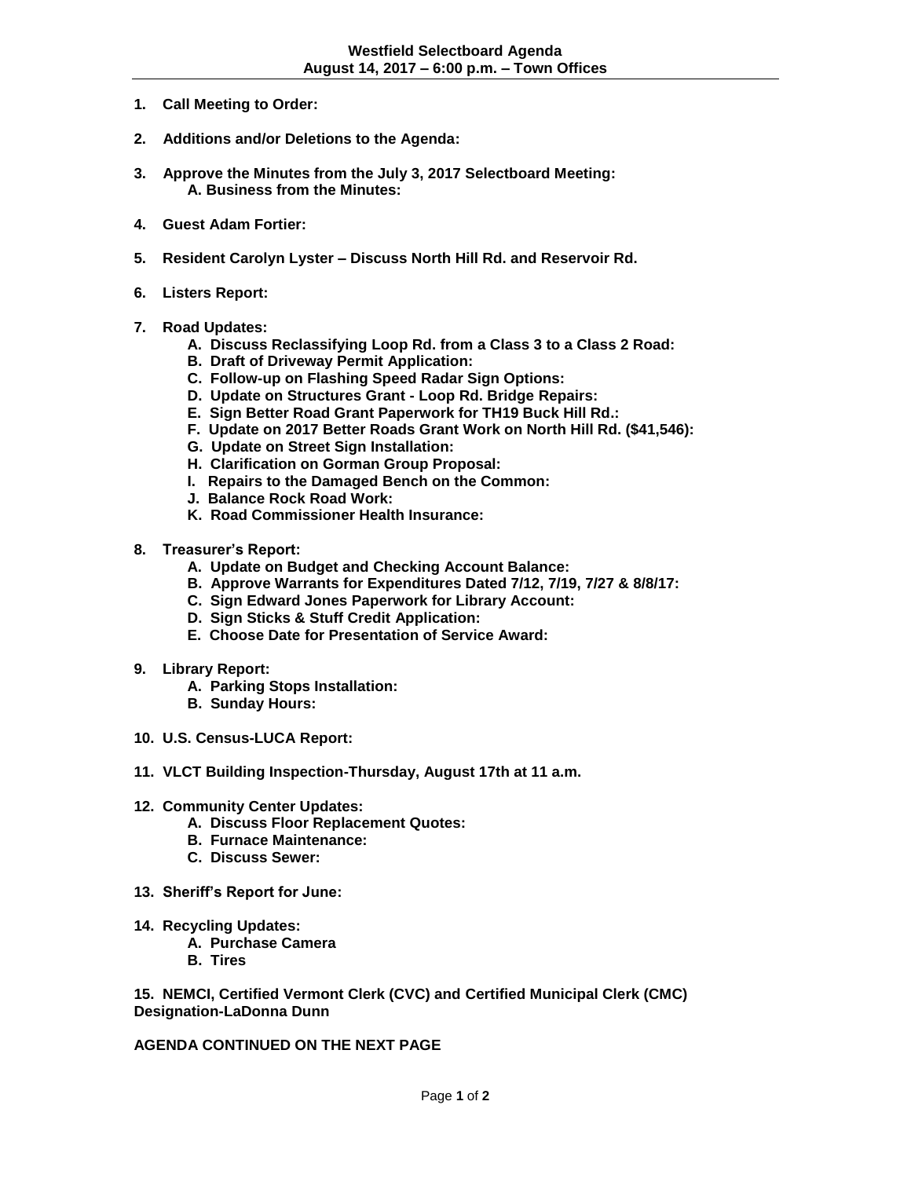# Westfield Selectboard Agenda
## August 14, 2017 – 6:00 p.m. – Town Offices

1. **Call Meeting to Order:**

2. **Additions and/or Deletions to the Agenda:**

3. **Approve the Minutes from the July 3, 2017 Selectboard Meeting:**
   - **A. Business from the Minutes:**

4. **Guest Adam Fortier:**

5. **Resident Carolyn Lyster – Discuss North Hill Rd. and Reservoir Rd.**

6. **Listers Report:**

7. **Road Updates:**
   - **A. Discuss Reclassifying Loop Rd. from a Class 3 to a Class 2 Road:**
   - **B. Draft of Driveway Permit Application:**
   - **C. Follow-up on Flashing Speed Radar Sign Options:**
   - **D. Update on Structures Grant - Loop Rd. Bridge Repairs:**
   - **E. Sign Better Road Grant Paperwork for TH19 Buck Hill Rd.:**
   - **F. Update on 2017 Better Roads Grant Work on North Hill Rd. ($41,546):**
   - **G. Update on Street Sign Installation:**
   - **H. Clarification on Gorman Group Proposal:**
   - **I. Repairs to the Damaged Bench on the Common:**
   - **J. Balance Rock Road Work:**
   - **K. Road Commissioner Health Insurance:**

8. **Treasurer's Report:**
   - **A. Update on Budget and Checking Account Balance:**
   - **B. Approve Warrants for Expenditures Dated 7/12, 7/19, 7/27 & 8/8/17:**
   - **C. Sign Edward Jones Paperwork for Library Account:**
   - **D. Sign Sticks & Stuff Credit Application:**
   - **E. Choose Date for Presentation of Service Award:**

9. **Library Report:**
   - **A. Parking Stops Installation:**
   - **B. Sunday Hours:**

10. **U.S. Census-LUCA Report:**

11. **VLCT Building Inspection-Thursday, August 17th at 11 a.m.**

12. **Community Center Updates:**
    - **A. Discuss Floor Replacement Quotes:**
    - **B. Furnace Maintenance:**
    - **C. Discuss Sewer:**

13. **Sheriff's Report for June:**

14. **Recycling Updates:**
    - **A. Purchase Camera**
    - **B. Tires**

15. **NEMCI, Certified Vermont Clerk (CVC) and Certified Municipal Clerk (CMC) Designation-LaDonna Dunn**

**AGENDA CONTINUED ON THE NEXT PAGE**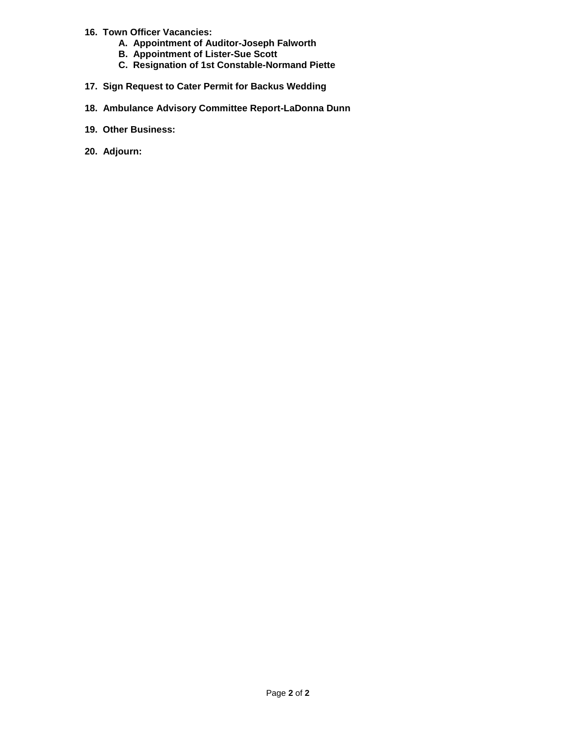**16. Town Officer Vacancies:**

   **A. Appointment of Auditor-Joseph Falworth**

   **B. Appointment of Lister-Sue Scott**

   **C. Resignation of 1st Constable-Normand Piette**

**17. Sign Request to Cater Permit for Backus Wedding**

**18. Ambulance Advisory Committee Report-LaDonna Dunn**

**19. Other Business:**

**20. Adjourn:**